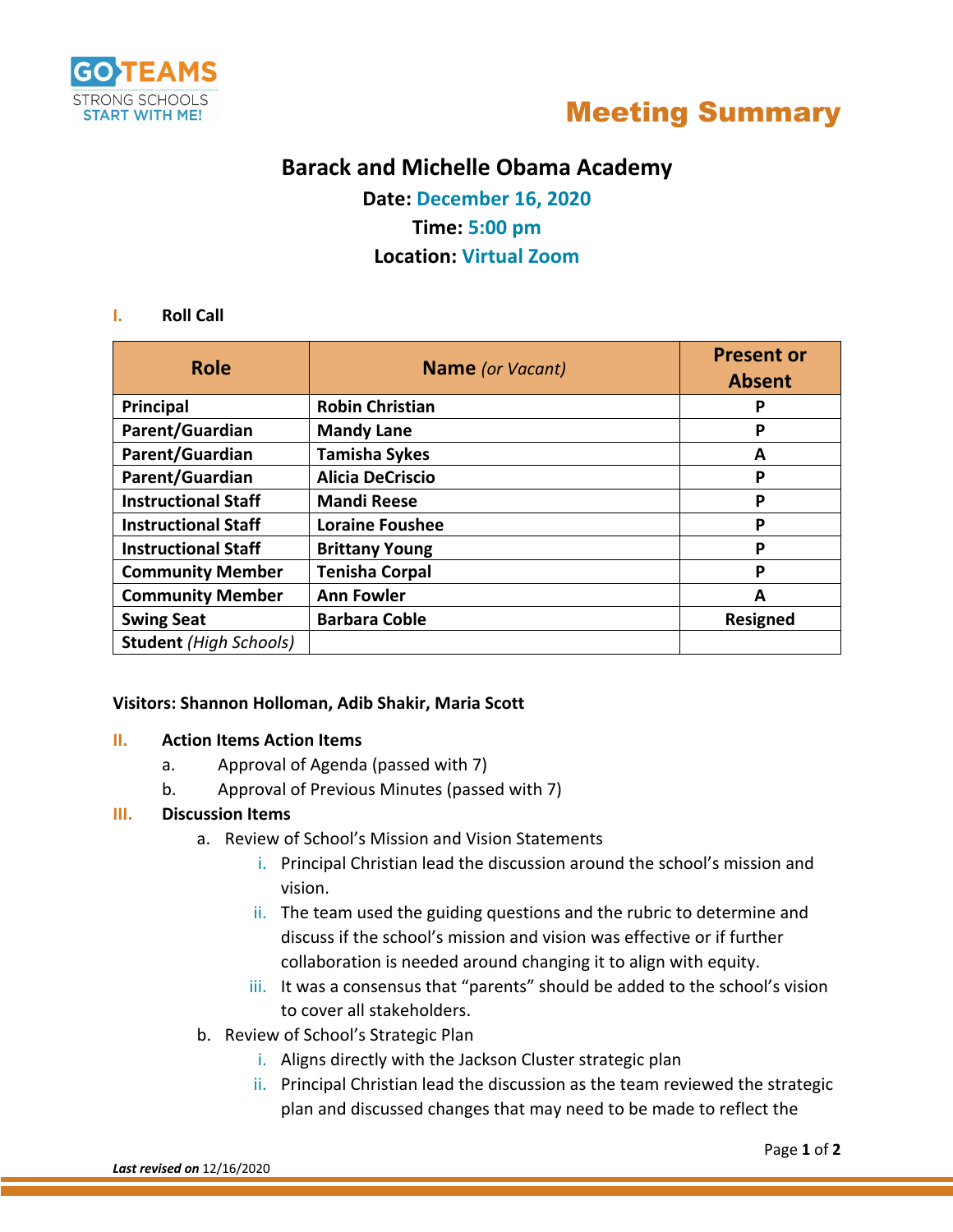GO TEAMS
STRONG SCHOOLS
START WITH ME!

# Meeting Summary

## Barack and Michelle Obama Academy

**Date:** December 16, 2020
**Time:** 5:00 pm
**Location:** Virtual Zoom

## I. Roll Call

| Role | Name *(or Vacant)* | Present or Absent |
|---|---|---|
| **Principal** | **Robin Christian** | **P** |
| **Parent/Guardian** | **Mandy Lane** | **P** |
| **Parent/Guardian** | **Tamisha Sykes** | **A** |
| **Parent/Guardian** | **Alicia DeCriscio** | **P** |
| **Instructional Staff** | **Mandi Reese** | **P** |
| **Instructional Staff** | **Loraine Foushee** | **P** |
| **Instructional Staff** | **Brittany Young** | **P** |
| **Community Member** | **Tenisha Corpal** | **P** |
| **Community Member** | **Ann Fowler** | **A** |
| **Swing Seat** | **Barbara Coble** | **Resigned** |
| **Student** *(High Schools)* | | |

**Visitors: Shannon Holloman, Adib Shakir, Maria Scott**

## II. Action Items Action Items

a. Approval of Agenda (passed with 7)
b. Approval of Previous Minutes (passed with 7)

## III. Discussion Items

a. Review of School's Mission and Vision Statements
   i. Principal Christian lead the discussion around the school's mission and vision.
   ii. The team used the guiding questions and the rubric to determine and discuss if the school's mission and vision was effective or if further collaboration is needed around changing it to align with equity.
   iii. It was a consensus that "parents" should be added to the school's vision to cover all stakeholders.

b. Review of School's Strategic Plan
   i. Aligns directly with the Jackson Cluster strategic plan
   ii. Principal Christian lead the discussion as the team reviewed the strategic plan and discussed changes that may need to be made to reflect the

***Last revised on*** 12/16/2020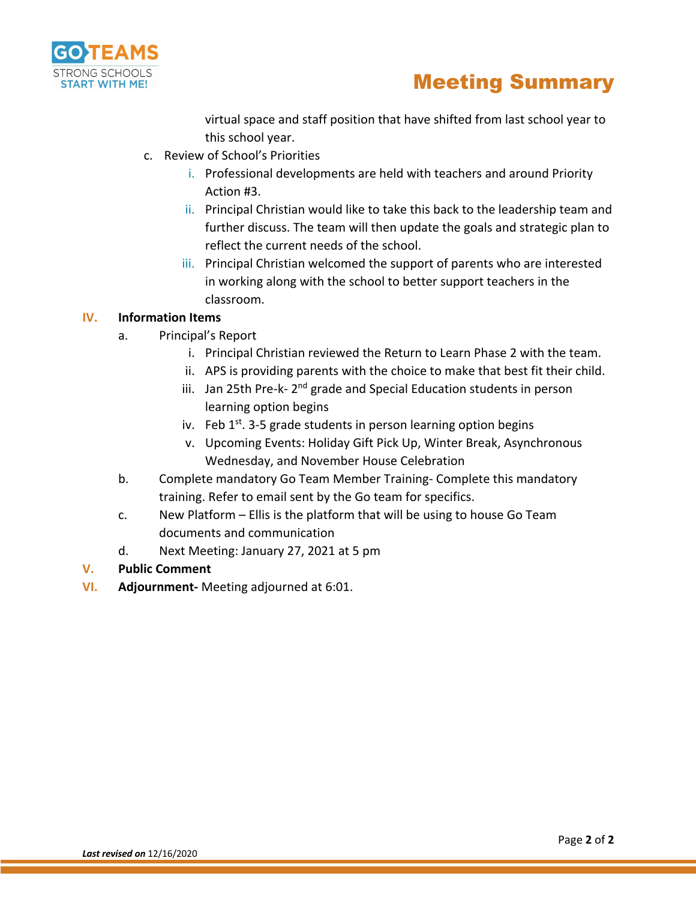virtual space and staff position that have shifted from last school year to this school year.

c. Review of School's Priorities
   i. Professional developments are held with teachers and around Priority Action #3.
   ii. Principal Christian would like to take this back to the leadership team and further discuss. The team will then update the goals and strategic plan to reflect the current needs of the school.
   iii. Principal Christian welcomed the support of parents who are interested in working along with the school to better support teachers in the classroom.

**IV. Information Items**

a. Principal's Report
   i. Principal Christian reviewed the Return to Learn Phase 2 with the team.
   ii. APS is providing parents with the choice to make that best fit their child.
   iii. Jan 25th Pre-k- 2nd grade and Special Education students in person learning option begins
   iv. Feb 1st. 3-5 grade students in person learning option begins
   v. Upcoming Events: Holiday Gift Pick Up, Winter Break, Asynchronous Wednesday, and November House Celebration

b. Complete mandatory Go Team Member Training- Complete this mandatory training. Refer to email sent by the Go team for specifics.

c. New Platform – Ellis is the platform that will be using to house Go Team documents and communication

d. Next Meeting: January 27, 2021 at 5 pm

**V. Public Comment**

**VI. Adjournment-** Meeting adjourned at 6:01.

***Last revised on*** 12/16/2020